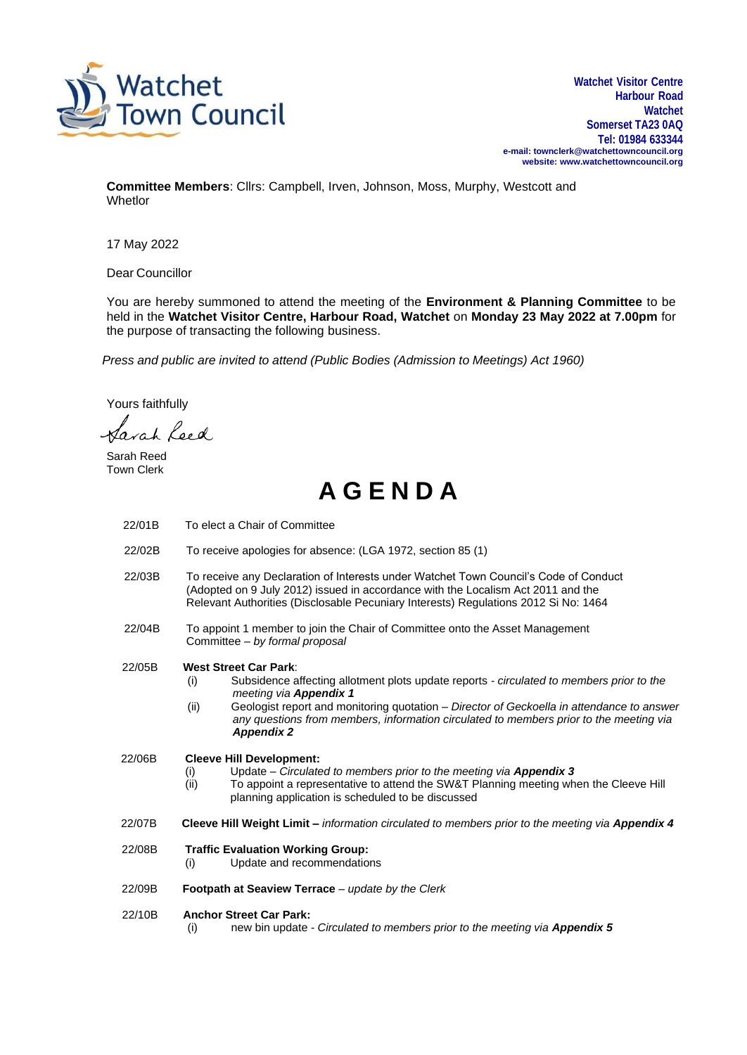Watchet Town Council

**Watchet Visitor Centre**
**Harbour Road**
**Watchet**
**Somerset TA23 0AQ**
**Tel: 01984 633344**
**e-mail: townclerk@watchettowncouncil.org**
**website: www.watchettowncouncil.org**

**Committee Members**: Cllrs: Campbell, Irven, Johnson, Moss, Murphy, Westcott and Whetlor

17 May 2022

Dear Councillor

You are hereby summoned to attend the meeting of the **Environment & Planning Committee** to be held in the **Watchet Visitor Centre, Harbour Road, Watchet** on **Monday 23 May 2022 at 7.00pm** for the purpose of transacting the following business.

*Press and public are invited to attend (Public Bodies (Admission to Meetings) Act 1960)*

Yours faithfully

Sarah Reed

Sarah Reed
Town Clerk

# A G E N D A

22/01B To elect a Chair of Committee

22/02B To receive apologies for absence: (LGA 1972, section 85 (1)

22/03B To receive any Declaration of Interests under Watchet Town Council's Code of Conduct (Adopted on 9 July 2012) issued in accordance with the Localism Act 2011 and the Relevant Authorities (Disclosable Pecuniary Interests) Regulations 2012 Si No: 1464

22/04B To appoint 1 member to join the Chair of Committee onto the Asset Management Committee – *by formal proposal*

22/05B **West Street Car Park**:
- (i) Subsidence affecting allotment plots update reports - *circulated to members prior to the meeting via **Appendix 1***
- (ii) Geologist report and monitoring quotation – *Director of Geckoella in attendance to answer any questions from members, information circulated to members prior to the meeting via **Appendix 2***

22/06B **Cleeve Hill Development:**
- (i) Update – *Circulated to members prior to the meeting via **Appendix 3***
- (ii) To appoint a representative to attend the SW&T Planning meeting when the Cleeve Hill planning application is scheduled to be discussed

22/07B **Cleeve Hill Weight Limit –** *information circulated to members prior to the meeting via **Appendix 4***

22/08B **Traffic Evaluation Working Group:**
- (i) Update and recommendations

22/09B **Footpath at Seaview Terrace** – *update by the Clerk*

22/10B **Anchor Street Car Park:**
- (i) new bin update - *Circulated to members prior to the meeting via **Appendix 5***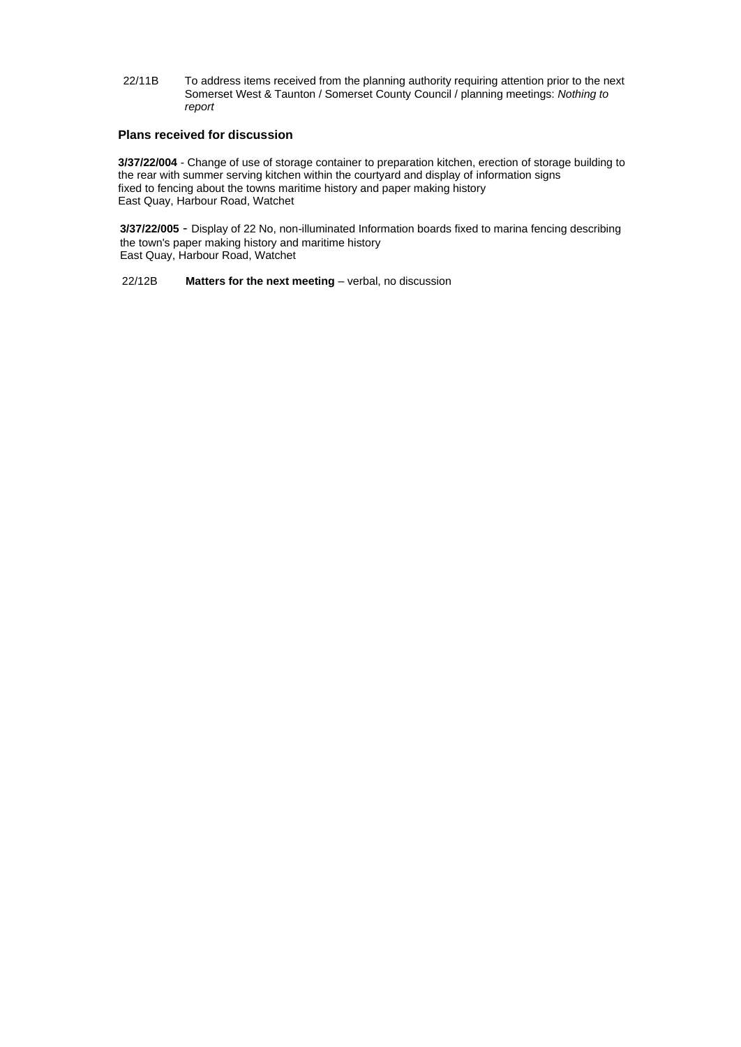22/11B To address items received from the planning authority requiring attention prior to the next Somerset West & Taunton / Somerset County Council / planning meetings: *Nothing to report*

### Plans received for discussion

**3/37/22/004** - Change of use of storage container to preparation kitchen, erection of storage building to the rear with summer serving kitchen within the courtyard and display of information signs fixed to fencing about the towns maritime history and paper making history
East Quay, Harbour Road, Watchet

**3/37/22/005** - Display of 22 No, non-illuminated Information boards fixed to marina fencing describing the town's paper making history and maritime history
East Quay, Harbour Road, Watchet

22/12B **Matters for the next meeting** – verbal, no discussion